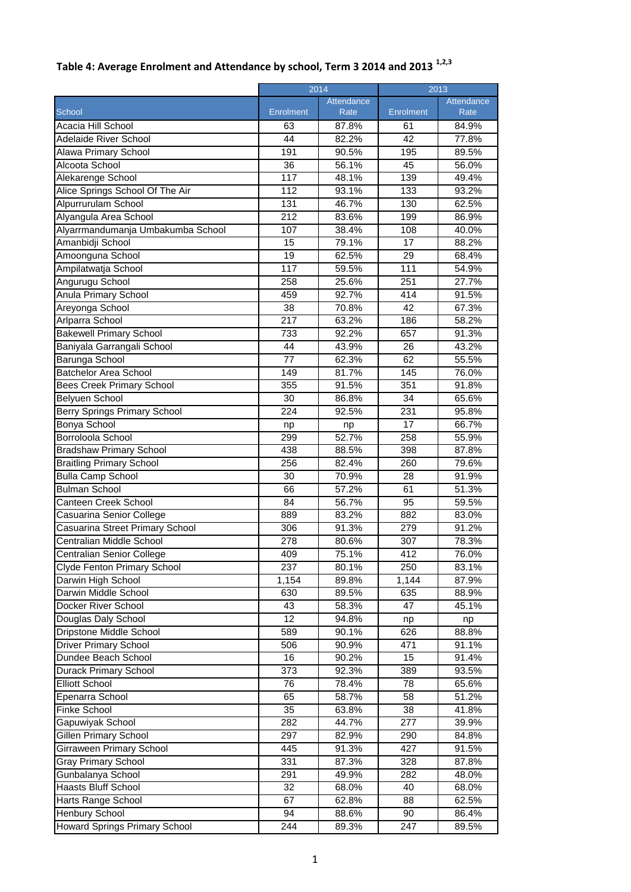## Table 4: Average Enrolment and Attendance by school, Term 3 2014 and 2013 [1,2,3]

| School | 2014 | | 2013 | |
|---|---|---|---|---|
| | Enrolment | Attendance Rate | Enrolment | Attendance Rate |
| Acacia Hill School | 63 | 87.8% | 61 | 84.9% |
| Adelaide River School | 44 | 82.2% | 42 | 77.8% |
| Alawa Primary School | 191 | 90.5% | 195 | 89.5% |
| Alcoota School | 36 | 56.1% | 45 | 56.0% |
| Alekarenge School | 117 | 48.1% | 139 | 49.4% |
| Alice Springs School Of The Air | 112 | 93.1% | 133 | 93.2% |
| Alpurrurulam School | 131 | 46.7% | 130 | 62.5% |
| Alyangula Area School | 212 | 83.6% | 199 | 86.9% |
| Alyarrmandumanja Umbakumba School | 107 | 38.4% | 108 | 40.0% |
| Amanbidji School | 15 | 79.1% | 17 | 88.2% |
| Amoonguna School | 19 | 62.5% | 29 | 68.4% |
| Ampilatwatja School | 117 | 59.5% | 111 | 54.9% |
| Angurugu School | 258 | 25.6% | 251 | 27.7% |
| Anula Primary School | 459 | 92.7% | 414 | 91.5% |
| Areyonga School | 38 | 70.8% | 42 | 67.3% |
| Arlparra School | 217 | 63.2% | 186 | 58.2% |
| Bakewell Primary School | 733 | 92.2% | 657 | 91.3% |
| Baniyala Garrangali School | 44 | 43.9% | 26 | 43.2% |
| Barunga School | 77 | 62.3% | 62 | 55.5% |
| Batchelor Area School | 149 | 81.7% | 145 | 76.0% |
| Bees Creek Primary School | 355 | 91.5% | 351 | 91.8% |
| Belyuen School | 30 | 86.8% | 34 | 65.6% |
| Berry Springs Primary School | 224 | 92.5% | 231 | 95.8% |
| Bonya School | np | np | 17 | 66.7% |
| Borroloola School | 299 | 52.7% | 258 | 55.9% |
| Bradshaw Primary School | 438 | 88.5% | 398 | 87.8% |
| Braitling Primary School | 256 | 82.4% | 260 | 79.6% |
| Bulla Camp School | 30 | 70.9% | 28 | 91.9% |
| Bulman School | 66 | 57.2% | 61 | 51.3% |
| Canteen Creek School | 84 | 56.7% | 95 | 59.5% |
| Casuarina Senior College | 889 | 83.2% | 882 | 83.0% |
| Casuarina Street Primary School | 306 | 91.3% | 279 | 91.2% |
| Centralian Middle School | 278 | 80.6% | 307 | 78.3% |
| Centralian Senior College | 409 | 75.1% | 412 | 76.0% |
| Clyde Fenton Primary School | 237 | 80.1% | 250 | 83.1% |
| Darwin High School | 1,154 | 89.8% | 1,144 | 87.9% |
| Darwin Middle School | 630 | 89.5% | 635 | 88.9% |
| Docker River School | 43 | 58.3% | 47 | 45.1% |
| Douglas Daly School | 12 | 94.8% | np | np |
| Dripstone Middle School | 589 | 90.1% | 626 | 88.8% |
| Driver Primary School | 506 | 90.9% | 471 | 91.1% |
| Dundee Beach School | 16 | 90.2% | 15 | 91.4% |
| Durack Primary School | 373 | 92.3% | 389 | 93.5% |
| Elliott School | 76 | 78.4% | 78 | 65.6% |
| Epenarra School | 65 | 58.7% | 58 | 51.2% |
| Finke School | 35 | 63.8% | 38 | 41.8% |
| Gapuwiyak School | 282 | 44.7% | 277 | 39.9% |
| Gillen Primary School | 297 | 82.9% | 290 | 84.8% |
| Girraween Primary School | 445 | 91.3% | 427 | 91.5% |
| Gray Primary School | 331 | 87.3% | 328 | 87.8% |
| Gunbalanya School | 291 | 49.9% | 282 | 48.0% |
| Haasts Bluff School | 32 | 68.0% | 40 | 68.0% |
| Harts Range School | 67 | 62.8% | 88 | 62.5% |
| Henbury School | 94 | 88.6% | 90 | 86.4% |
| Howard Springs Primary School | 244 | 89.3% | 247 | 89.5% |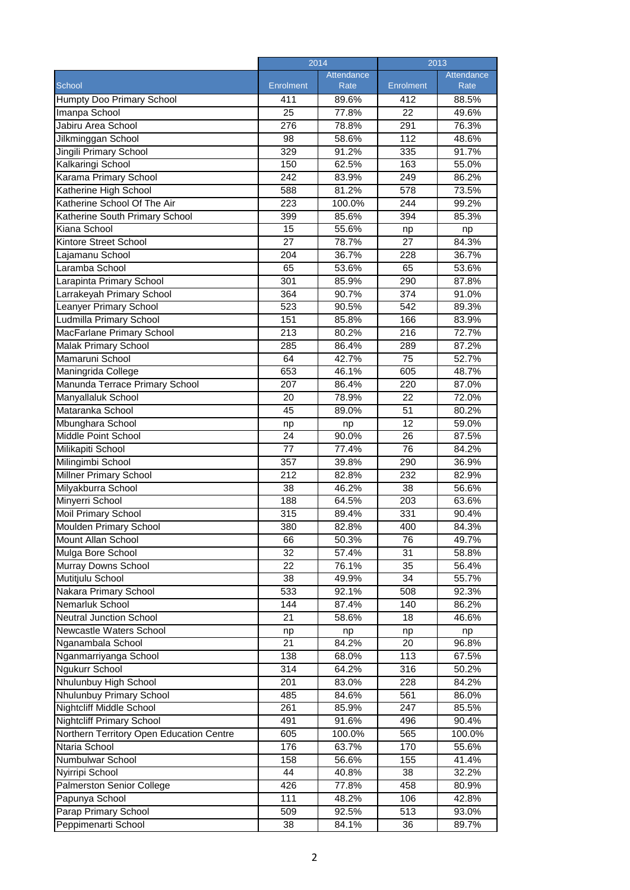| School | 2014 | | 2013 | |
|---|---|---|---|---|
| | Enrolment | Attendance Rate | Enrolment | Attendance Rate |
| Humpty Doo Primary School | 411 | 89.6% | 412 | 88.5% |
| Imanpa School | 25 | 77.8% | 22 | 49.6% |
| Jabiru Area School | 276 | 78.8% | 291 | 76.3% |
| Jilkminggan School | 98 | 58.6% | 112 | 48.6% |
| Jingili Primary School | 329 | 91.2% | 335 | 91.7% |
| Kalkaringi School | 150 | 62.5% | 163 | 55.0% |
| Karama Primary School | 242 | 83.9% | 249 | 86.2% |
| Katherine High School | 588 | 81.2% | 578 | 73.5% |
| Katherine School Of The Air | 223 | 100.0% | 244 | 99.2% |
| Katherine South Primary School | 399 | 85.6% | 394 | 85.3% |
| Kiana School | 15 | 55.6% | np | np |
| Kintore Street School | 27 | 78.7% | 27 | 84.3% |
| Lajamanu School | 204 | 36.7% | 228 | 36.7% |
| Laramba School | 65 | 53.6% | 65 | 53.6% |
| Larapinta Primary School | 301 | 85.9% | 290 | 87.8% |
| Larrakeyah Primary School | 364 | 90.7% | 374 | 91.0% |
| Leanyer Primary School | 523 | 90.5% | 542 | 89.3% |
| Ludmilla Primary School | 151 | 85.8% | 166 | 83.9% |
| MacFarlane Primary School | 213 | 80.2% | 216 | 72.7% |
| Malak Primary School | 285 | 86.4% | 289 | 87.2% |
| Mamaruni School | 64 | 42.7% | 75 | 52.7% |
| Maningrida College | 653 | 46.1% | 605 | 48.7% |
| Manunda Terrace Primary School | 207 | 86.4% | 220 | 87.0% |
| Manyallaluk School | 20 | 78.9% | 22 | 72.0% |
| Mataranka School | 45 | 89.0% | 51 | 80.2% |
| Mbunghara School | np | np | 12 | 59.0% |
| Middle Point School | 24 | 90.0% | 26 | 87.5% |
| Milikapiti School | 77 | 77.4% | 76 | 84.2% |
| Milingimbi School | 357 | 39.8% | 290 | 36.9% |
| Millner Primary School | 212 | 82.8% | 232 | 82.9% |
| Milyakburra School | 38 | 46.2% | 38 | 56.6% |
| Minyerri School | 188 | 64.5% | 203 | 63.6% |
| Moil Primary School | 315 | 89.4% | 331 | 90.4% |
| Moulden Primary School | 380 | 82.8% | 400 | 84.3% |
| Mount Allan School | 66 | 50.3% | 76 | 49.7% |
| Mulga Bore School | 32 | 57.4% | 31 | 58.8% |
| Murray Downs School | 22 | 76.1% | 35 | 56.4% |
| Mutitjulu School | 38 | 49.9% | 34 | 55.7% |
| Nakara Primary School | 533 | 92.1% | 508 | 92.3% |
| Nemarluk School | 144 | 87.4% | 140 | 86.2% |
| Neutral Junction School | 21 | 58.6% | 18 | 46.6% |
| Newcastle Waters School | np | np | np | np |
| Nganambala School | 21 | 84.2% | 20 | 96.8% |
| Nganmarriyanga School | 138 | 68.0% | 113 | 67.5% |
| Ngukurr School | 314 | 64.2% | 316 | 50.2% |
| Nhulunbuy High School | 201 | 83.0% | 228 | 84.2% |
| Nhulunbuy Primary School | 485 | 84.6% | 561 | 86.0% |
| Nightcliff Middle School | 261 | 85.9% | 247 | 85.5% |
| Nightcliff Primary School | 491 | 91.6% | 496 | 90.4% |
| Northern Territory Open Education Centre | 605 | 100.0% | 565 | 100.0% |
| Ntaria School | 176 | 63.7% | 170 | 55.6% |
| Numbulwar School | 158 | 56.6% | 155 | 41.4% |
| Nyirripi School | 44 | 40.8% | 38 | 32.2% |
| Palmerston Senior College | 426 | 77.8% | 458 | 80.9% |
| Papunya School | 111 | 48.2% | 106 | 42.8% |
| Parap Primary School | 509 | 92.5% | 513 | 93.0% |
| Peppimenarti School | 38 | 84.1% | 36 | 89.7% |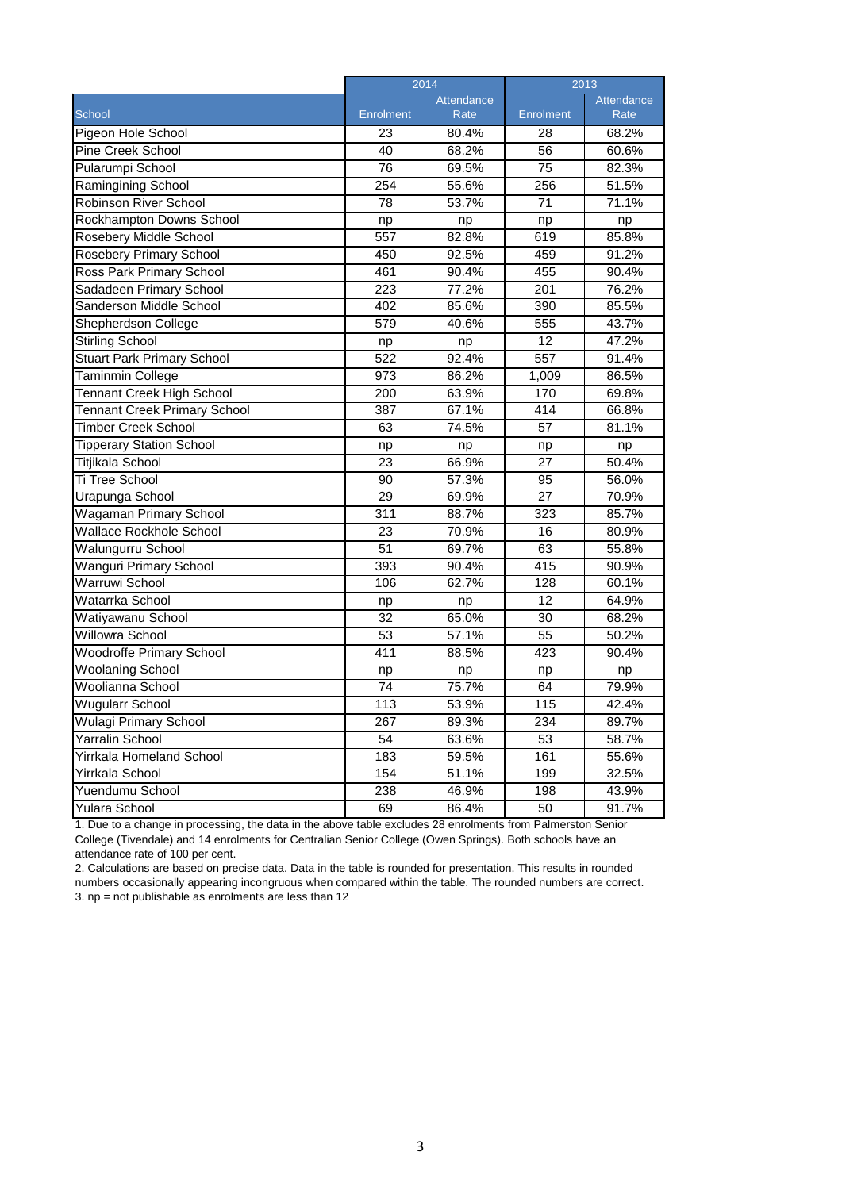| School | 2014 | | 2013 | |
|---|---|---|---|---|
| | Enrolment | Attendance Rate | Enrolment | Attendance Rate |
| Pigeon Hole School | 23 | 80.4% | 28 | 68.2% |
| Pine Creek School | 40 | 68.2% | 56 | 60.6% |
| Pularumpi School | 76 | 69.5% | 75 | 82.3% |
| Ramingining School | 254 | 55.6% | 256 | 51.5% |
| Robinson River School | 78 | 53.7% | 71 | 71.1% |
| Rockhampton Downs School | np | np | np | np |
| Rosebery Middle School | 557 | 82.8% | 619 | 85.8% |
| Rosebery Primary School | 450 | 92.5% | 459 | 91.2% |
| Ross Park Primary School | 461 | 90.4% | 455 | 90.4% |
| Sadadeen Primary School | 223 | 77.2% | 201 | 76.2% |
| Sanderson Middle School | 402 | 85.6% | 390 | 85.5% |
| Shepherdson College | 579 | 40.6% | 555 | 43.7% |
| Stirling School | np | np | 12 | 47.2% |
| Stuart Park Primary School | 522 | 92.4% | 557 | 91.4% |
| Taminmin College | 973 | 86.2% | 1,009 | 86.5% |
| Tennant Creek High School | 200 | 63.9% | 170 | 69.8% |
| Tennant Creek Primary School | 387 | 67.1% | 414 | 66.8% |
| Timber Creek School | 63 | 74.5% | 57 | 81.1% |
| Tipperary Station School | np | np | np | np |
| Titjikala School | 23 | 66.9% | 27 | 50.4% |
| Ti Tree School | 90 | 57.3% | 95 | 56.0% |
| Urapunga School | 29 | 69.9% | 27 | 70.9% |
| Wagaman Primary School | 311 | 88.7% | 323 | 85.7% |
| Wallace Rockhole School | 23 | 70.9% | 16 | 80.9% |
| Walungurru School | 51 | 69.7% | 63 | 55.8% |
| Wanguri Primary School | 393 | 90.4% | 415 | 90.9% |
| Warruwi School | 106 | 62.7% | 128 | 60.1% |
| Watarrka School | np | np | 12 | 64.9% |
| Watiyawanu School | 32 | 65.0% | 30 | 68.2% |
| Willowra School | 53 | 57.1% | 55 | 50.2% |
| Woodroffe Primary School | 411 | 88.5% | 423 | 90.4% |
| Woolaning School | np | np | np | np |
| Woolianna School | 74 | 75.7% | 64 | 79.9% |
| Wugularr School | 113 | 53.9% | 115 | 42.4% |
| Wulagi Primary School | 267 | 89.3% | 234 | 89.7% |
| Yarralin School | 54 | 63.6% | 53 | 58.7% |
| Yirrkala Homeland School | 183 | 59.5% | 161 | 55.6% |
| Yirrkala School | 154 | 51.1% | 199 | 32.5% |
| Yuendumu School | 238 | 46.9% | 198 | 43.9% |
| Yulara School | 69 | 86.4% | 50 | 91.7% |

1. Due to a change in processing, the data in the above table excludes 28 enrolments from Palmerston Senior College (Tivendale) and 14 enrolments for Centralian Senior College (Owen Springs). Both schools have an attendance rate of 100 per cent.

2. Calculations are based on precise data. Data in the table is rounded for presentation. This results in rounded numbers occasionally appearing incongruous when compared within the table. The rounded numbers are correct.

3. np = not publishable as enrolments are less than 12